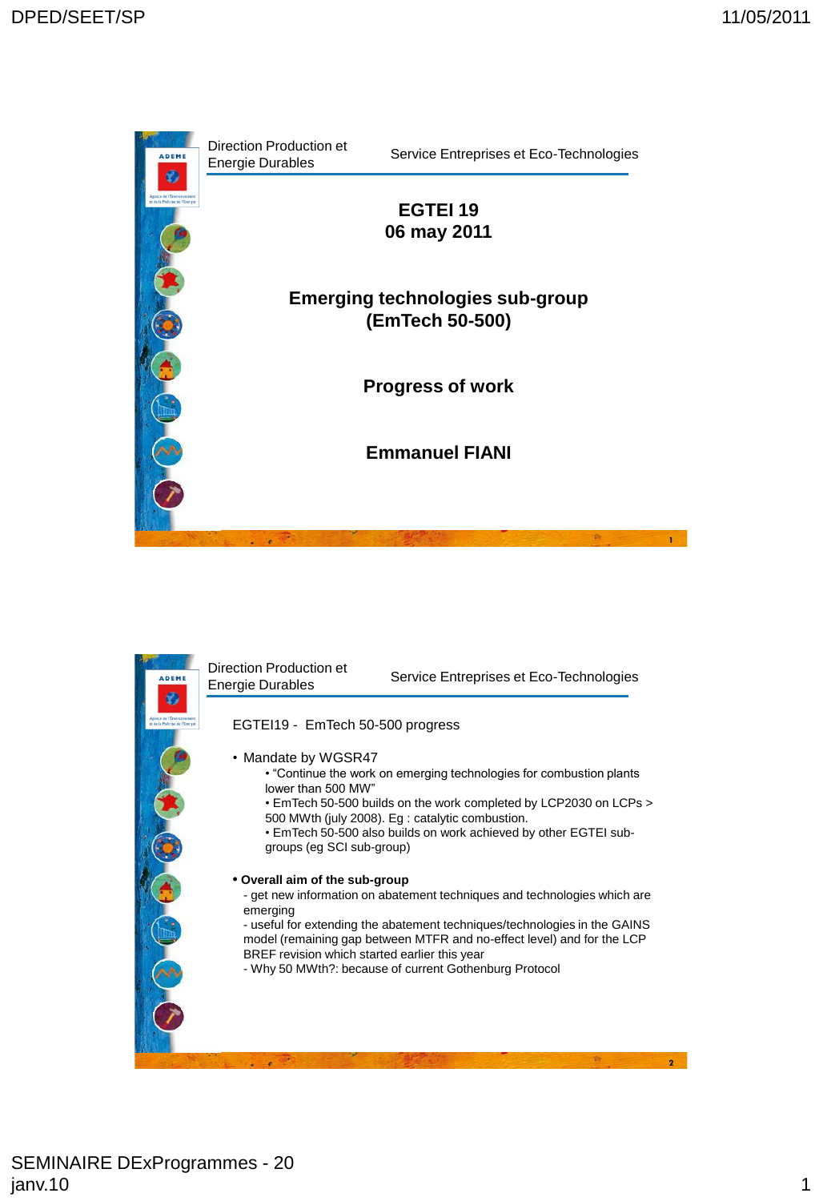Direction Production et Energie Durables

Service Entreprises et Eco-Technologies

# EGTEI 19
# 06 may 2011

## Emerging technologies sub-group (EmTech 50-500)

## Progress of work

## Emmanuel FIANI

---

Direction Production et Energie Durables

Service Entreprises et Eco-Technologies

EGTEI19 - EmTech 50-500 progress

- Mandate by WGSR47
  - "Continue the work on emerging technologies for combustion plants lower than 500 MW"
  - EmTech 50-500 builds on the work completed by LCP2030 on LCPs > 500 MWth (july 2008). Eg : catalytic combustion.
  - EmTech 50-500 also builds on work achieved by other EGTEI sub-groups (eg SCI sub-group)

- **Overall aim of the sub-group**
  - get new information on abatement techniques and technologies which are emerging
  - useful for extending the abatement techniques/technologies in the GAINS model (remaining gap between MTFR and no-effect level) and for the LCP BREF revision which started earlier this year
  - Why 50 MWth?: because of current Gothenburg Protocol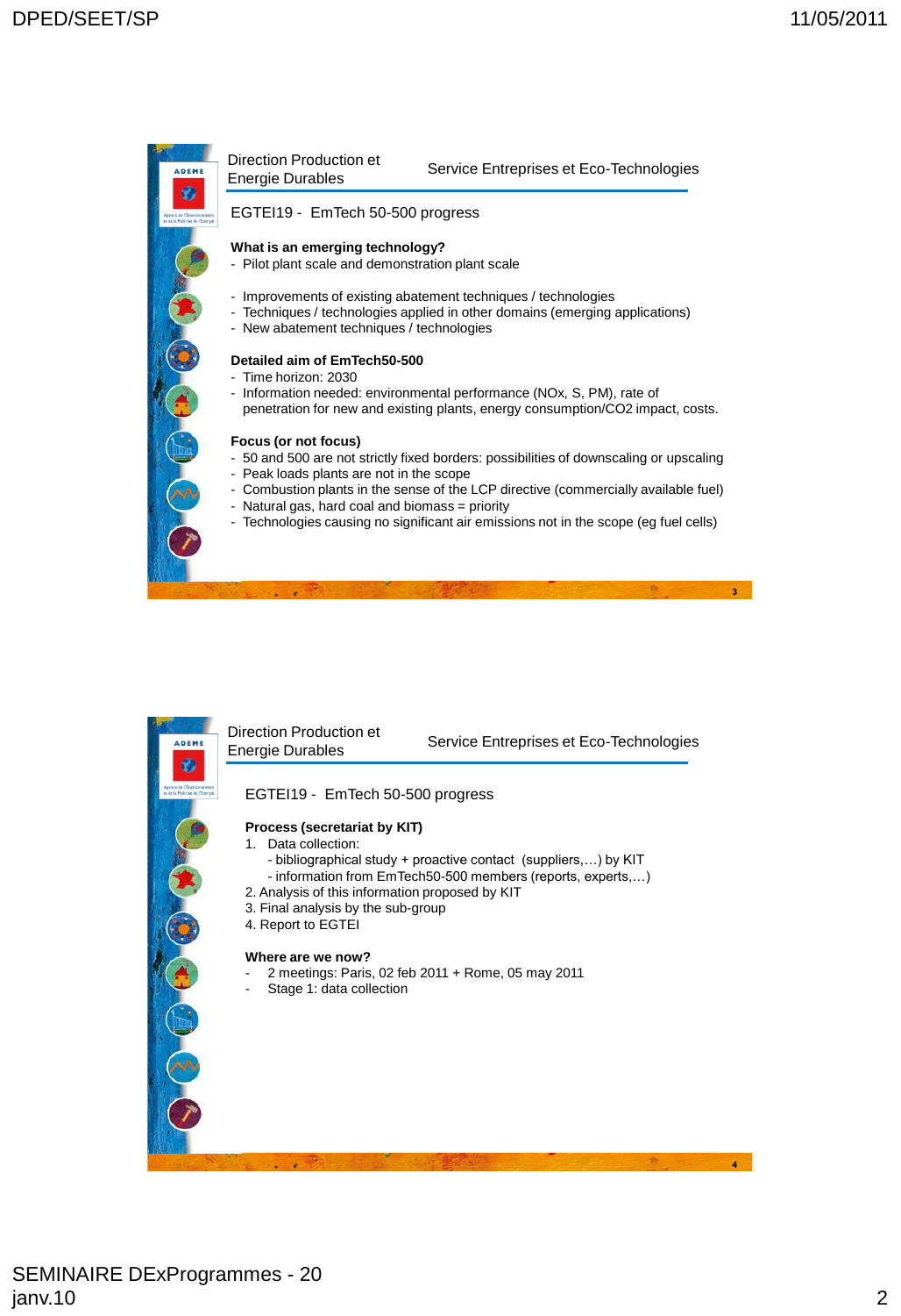Direction Production et Energie Durables

Service Entreprises et Eco-Technologies

## EGTEI19 - EmTech 50-500 progress

**What is an emerging technology?**

- Pilot plant scale and demonstration plant scale

- Improvements of existing abatement techniques / technologies
- Techniques / technologies applied in other domains (emerging applications)
- New abatement techniques / technologies

**Detailed aim of EmTech50-500**

- Time horizon: 2030
- Information needed: environmental performance (NOx, S, PM), rate of penetration for new and existing plants, energy consumption/$CO_2$ impact, costs.

**Focus (or not focus)**

- 50 and 500 are not strictly fixed borders: possibilities of downscaling or upscaling
- Peak loads plants are not in the scope
- Combustion plants in the sense of the LCP directive (commercially available fuel)
- Natural gas, hard coal and biomass = priority
- Technologies causing no significant air emissions not in the scope (eg fuel cells)

---

Direction Production et Energie Durables

Service Entreprises et Eco-Technologies

## EGTEI19 - EmTech 50-500 progress

**Process (secretariat by KIT)**

1. Data collection:
   - bibliographical study + proactive contact (suppliers,…) by KIT
   - information from EmTech50-500 members (reports, experts,…)
2. Analysis of this information proposed by KIT
3. Final analysis by the sub-group
4. Report to EGTEI

**Where are we now?**

- 2 meetings: Paris, 02 feb 2011 + Rome, 05 may 2011
- Stage 1: data collection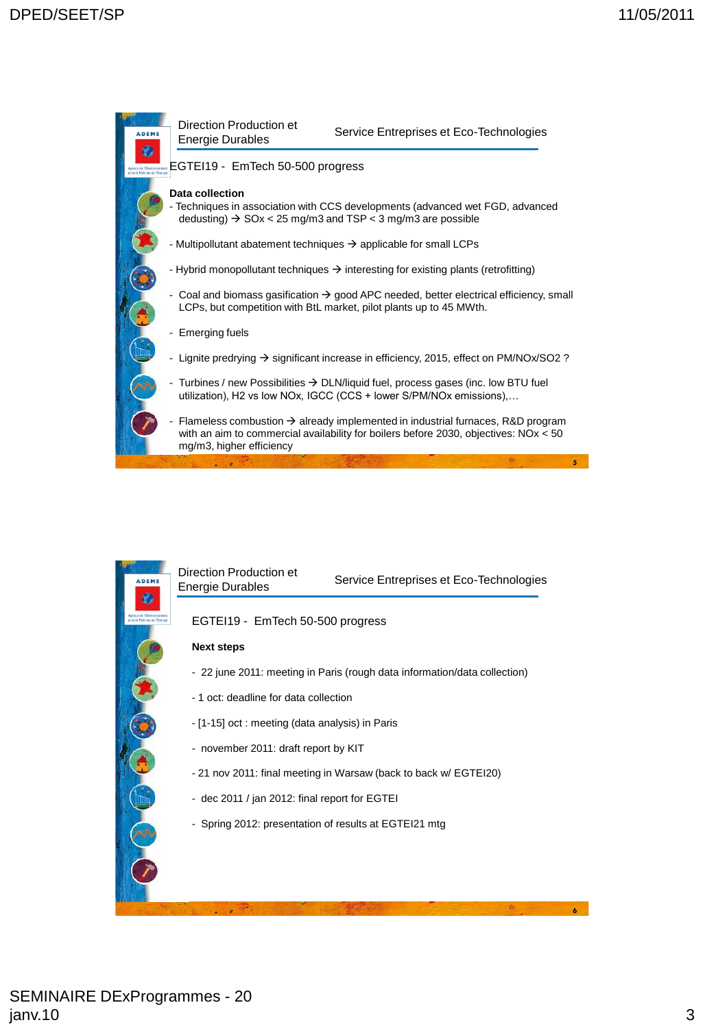Direction Production et Energie Durables

Service Entreprises et Eco-Technologies

## EGTEI19 - EmTech 50-500 progress

**Data collection**

- Techniques in association with CCS developments (advanced wet FGD, advanced dedusting) → $SO_x$ < 25 mg/m3 and TSP < 3 mg/m3 are possible
- Multipollutant abatement techniques → applicable for small LCPs
- Hybrid monopollutant techniques → interesting for existing plants (retrofitting)
- Coal and biomass gasification → good APC needed, better electrical efficiency, small LCPs, but competition with BtL market, pilot plants up to 45 MWth.
- Emerging fuels
- Lignite predrying → significant increase in efficiency, 2015, effect on PM/NOx/SO2 ?
- Turbines / new Possibilities → DLN/liquid fuel, process gases (inc. low BTU fuel utilization), H2 vs low NOx, IGCC (CCS + lower S/PM/NOx emissions),…
- Flameless combustion → already implemented in industrial furnaces, R&D program with an aim to commercial availability for boilers before 2030, objectives: NOx < 50 mg/m3, higher efficiency

Direction Production et Energie Durables

Service Entreprises et Eco-Technologies

## EGTEI19 - EmTech 50-500 progress

**Next steps**

- 22 june 2011: meeting in Paris (rough data information/data collection)
- 1 oct: deadline for data collection
- [1-15] oct : meeting (data analysis) in Paris
- november 2011: draft report by KIT
- 21 nov 2011: final meeting in Warsaw (back to back w/ EGTEI20)
- dec 2011 / jan 2012: final report for EGTEI
- Spring 2012: presentation of results at EGTEI21 mtg